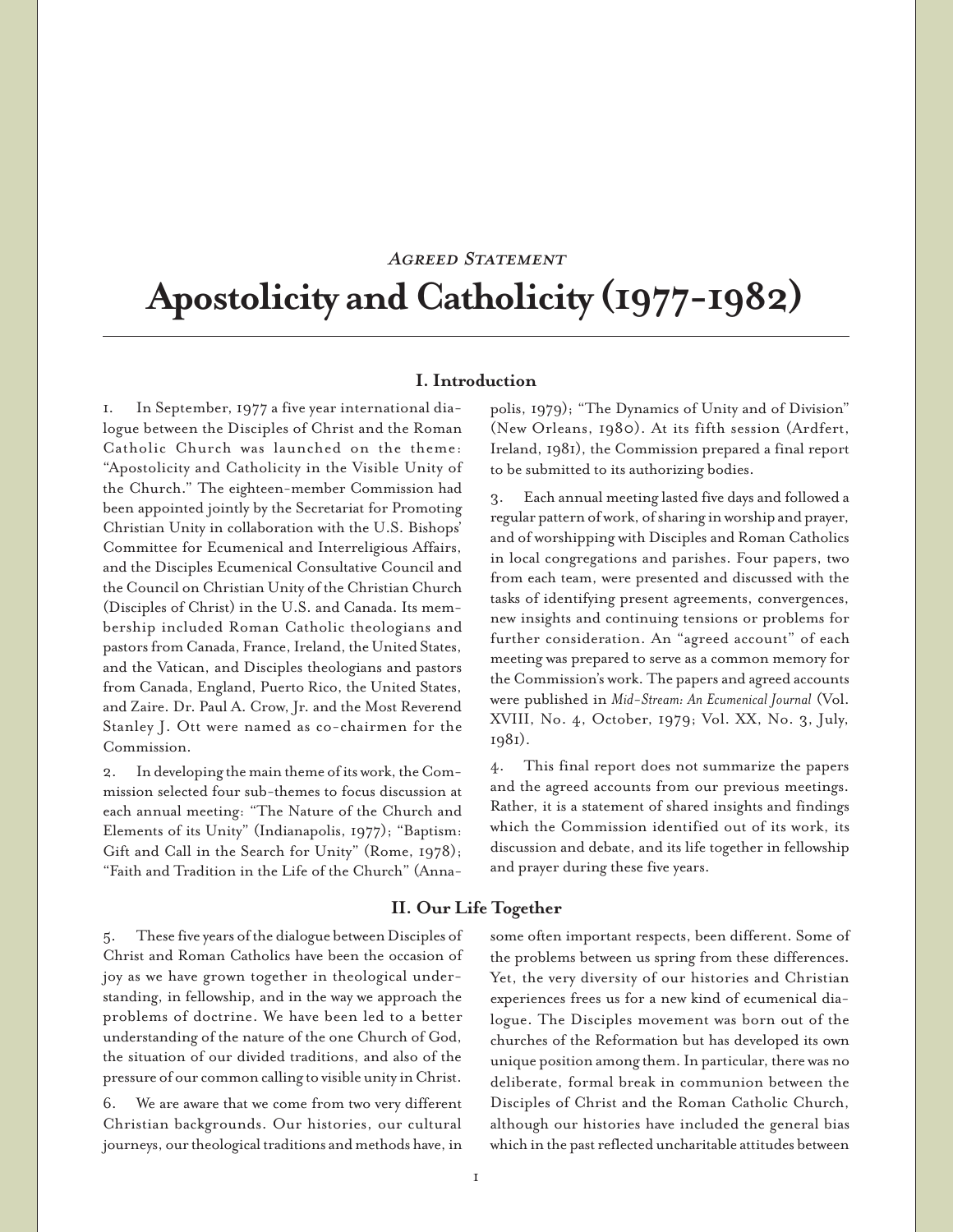*Agreed Statement*

# Apostolicity and Catholicity (1977-1982)

## I. Introduction

1. In September, 1977 a five year international dialogue between the Disciples of Christ and the Roman Catholic Church was launched on the theme: "Apostolicity and Catholicity in the Visible Unity of the Church." The eighteen-member Commission had been appointed jointly by the Secretariat for Promoting Christian Unity in collaboration with the U.S. Bishops' Committee for Ecumenical and Interreligious Affairs, and the Disciples Ecumenical Consultative Council and the Council on Christian Unity of the Christian Church (Disciples of Christ) in the U.S. and Canada. Its membership included Roman Catholic theologians and pastors from Canada, France, Ireland, the United States, and the Vatican, and Disciples theologians and pastors from Canada, England, Puerto Rico, the United States, and Zaire. Dr. Paul A. Crow, Jr. and the Most Reverend Stanley J. Ott were named as co-chairmen for the Commission.

2. In developing the main theme of its work, the Commission selected four sub-themes to focus discussion at each annual meeting: "The Nature of the Church and Elements of its Unity" (Indianapolis, 1977); "Baptism: Gift and Call in the Search for Unity" (Rome, 1978); "Faith and Tradition in the Life of the Church" (Annapolis, 1979); "The Dynamics of Unity and of Division" (New Orleans, 1980). At its fifth session (Ardfert, Ireland, 1981), the Commission prepared a final report to be submitted to its authorizing bodies.

3. Each annual meeting lasted five days and followed a regular pattern of work, of sharing in worship and prayer, and of worshipping with Disciples and Roman Catholics in local congregations and parishes. Four papers, two from each team, were presented and discussed with the tasks of identifying present agreements, convergences, new insights and continuing tensions or problems for further consideration. An "agreed account" of each meeting was prepared to serve as a common memory for the Commission's work. The papers and agreed accounts were published in *Mid-Stream: An Ecumenical Journal* (Vol. XVIII, No. 4, October, 1979; Vol. XX, No. 3, July, 1981).

4. This final report does not summarize the papers and the agreed accounts from our previous meetings. Rather, it is a statement of shared insights and findings which the Commission identified out of its work, its discussion and debate, and its life together in fellowship and prayer during these five years.

## II. Our Life Together

5. These five years of the dialogue between Disciples of Christ and Roman Catholics have been the occasion of joy as we have grown together in theological understanding, in fellowship, and in the way we approach the problems of doctrine. We have been led to a better understanding of the nature of the one Church of God, the situation of our divided traditions, and also of the pressure of our common calling to visible unity in Christ.

6. We are aware that we come from two very different Christian backgrounds. Our histories, our cultural journeys, our theological traditions and methods have, in some often important respects, been different. Some of the problems between us spring from these differences. Yet, the very diversity of our histories and Christian experiences frees us for a new kind of ecumenical dialogue. The Disciples movement was born out of the churches of the Reformation but has developed its own unique position among them. In particular, there was no deliberate, formal break in communion between the Disciples of Christ and the Roman Catholic Church, although our histories have included the general bias which in the past reflected uncharitable attitudes between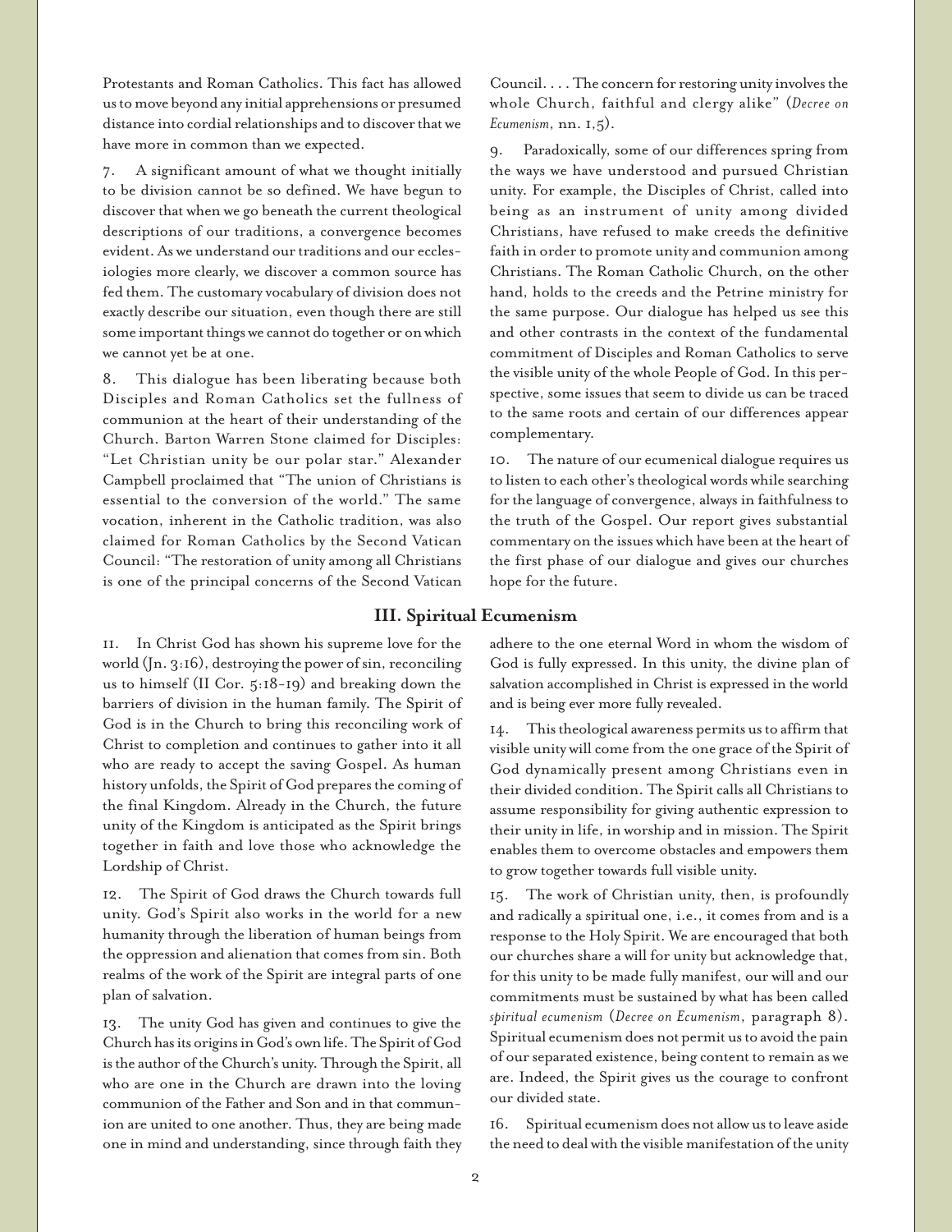Protestants and Roman Catholics. This fact has allowed us to move beyond any initial apprehensions or presumed distance into cordial relationships and to discover that we have more in common than we expected.

7. A significant amount of what we thought initially to be division cannot be so defined. We have begun to discover that when we go beneath the current theological descriptions of our traditions, a convergence becomes evident. As we understand our traditions and our ecclesiologies more clearly, we discover a common source has fed them. The customary vocabulary of division does not exactly describe our situation, even though there are still some important things we cannot do together or on which we cannot yet be at one.

8. This dialogue has been liberating because both Disciples and Roman Catholics set the fullness of communion at the heart of their understanding of the Church. Barton Warren Stone claimed for Disciples: "Let Christian unity be our polar star." Alexander Campbell proclaimed that "The union of Christians is essential to the conversion of the world." The same vocation, inherent in the Catholic tradition, was also claimed for Roman Catholics by the Second Vatican Council: "The restoration of unity among all Christians is one of the principal concerns of the Second Vatican Council. . . . The concern for restoring unity involves the whole Church, faithful and clergy alike" (*Decree on Ecumenism*, nn. 1,5).

9. Paradoxically, some of our differences spring from the ways we have understood and pursued Christian unity. For example, the Disciples of Christ, called into being as an instrument of unity among divided Christians, have refused to make creeds the definitive faith in order to promote unity and communion among Christians. The Roman Catholic Church, on the other hand, holds to the creeds and the Petrine ministry for the same purpose. Our dialogue has helped us see this and other contrasts in the context of the fundamental commitment of Disciples and Roman Catholics to serve the visible unity of the whole People of God. In this perspective, some issues that seem to divide us can be traced to the same roots and certain of our differences appear complementary.

10. The nature of our ecumenical dialogue requires us to listen to each other's theological words while searching for the language of convergence, always in faithfulness to the truth of the Gospel. Our report gives substantial commentary on the issues which have been at the heart of the first phase of our dialogue and gives our churches hope for the future.

## III. Spiritual Ecumenism

11. In Christ God has shown his supreme love for the world (Jn. 3:16), destroying the power of sin, reconciling us to himself (II Cor. 5:18-19) and breaking down the barriers of division in the human family. The Spirit of God is in the Church to bring this reconciling work of Christ to completion and continues to gather into it all who are ready to accept the saving Gospel. As human history unfolds, the Spirit of God prepares the coming of the final Kingdom. Already in the Church, the future unity of the Kingdom is anticipated as the Spirit brings together in faith and love those who acknowledge the Lordship of Christ.

12. The Spirit of God draws the Church towards full unity. God's Spirit also works in the world for a new humanity through the liberation of human beings from the oppression and alienation that comes from sin. Both realms of the work of the Spirit are integral parts of one plan of salvation.

13. The unity God has given and continues to give the Church has its origins in God's own life. The Spirit of God is the author of the Church's unity. Through the Spirit, all who are one in the Church are drawn into the loving communion of the Father and Son and in that communion are united to one another. Thus, they are being made one in mind and understanding, since through faith they adhere to the one eternal Word in whom the wisdom of God is fully expressed. In this unity, the divine plan of salvation accomplished in Christ is expressed in the world and is being ever more fully revealed.

14. This theological awareness permits us to affirm that visible unity will come from the one grace of the Spirit of God dynamically present among Christians even in their divided condition. The Spirit calls all Christians to assume responsibility for giving authentic expression to their unity in life, in worship and in mission. The Spirit enables them to overcome obstacles and empowers them to grow together towards full visible unity.

15. The work of Christian unity, then, is profoundly and radically a spiritual one, i.e., it comes from and is a response to the Holy Spirit. We are encouraged that both our churches share a will for unity but acknowledge that, for this unity to be made fully manifest, our will and our commitments must be sustained by what has been called *spiritual ecumenism* (*Decree on Ecumenism*, paragraph 8). Spiritual ecumenism does not permit us to avoid the pain of our separated existence, being content to remain as we are. Indeed, the Spirit gives us the courage to confront our divided state.

16. Spiritual ecumenism does not allow us to leave aside the need to deal with the visible manifestation of the unity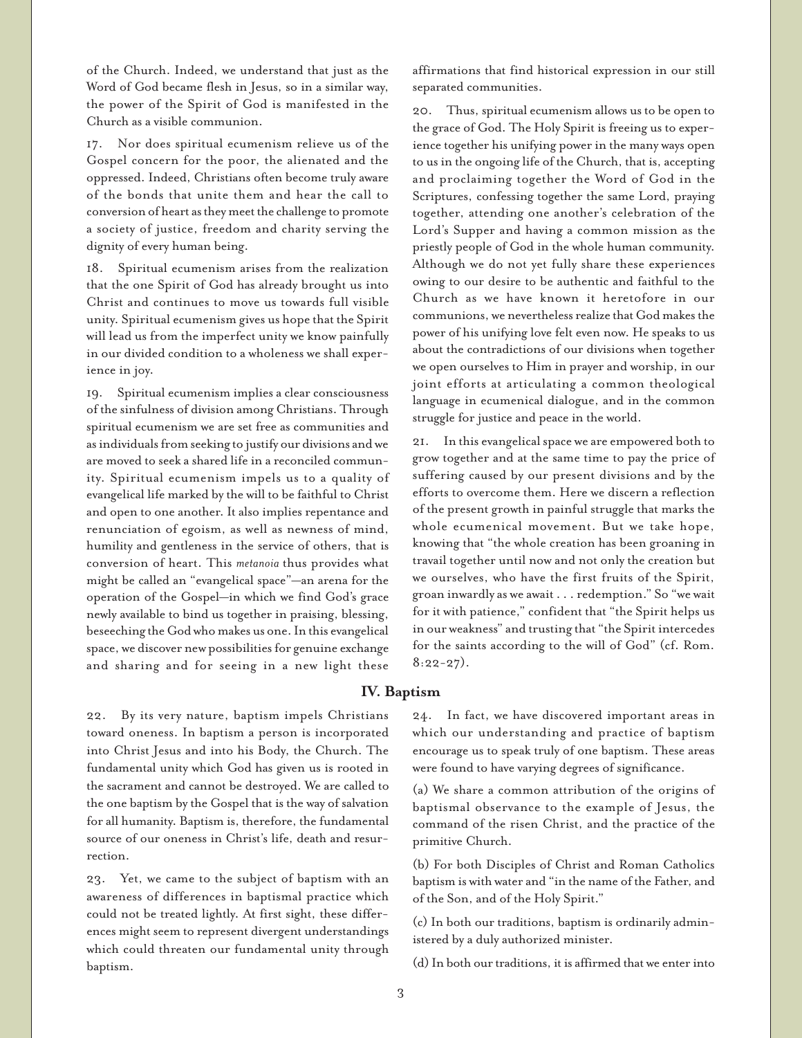of the Church. Indeed, we understand that just as the Word of God became flesh in Jesus, so in a similar way, the power of the Spirit of God is manifested in the Church as a visible communion.

17. Nor does spiritual ecumenism relieve us of the Gospel concern for the poor, the alienated and the oppressed. Indeed, Christians often become truly aware of the bonds that unite them and hear the call to conversion of heart as they meet the challenge to promote a society of justice, freedom and charity serving the dignity of every human being.

18. Spiritual ecumenism arises from the realization that the one Spirit of God has already brought us into Christ and continues to move us towards full visible unity. Spiritual ecumenism gives us hope that the Spirit will lead us from the imperfect unity we know painfully in our divided condition to a wholeness we shall experience in joy.

19. Spiritual ecumenism implies a clear consciousness of the sinfulness of division among Christians. Through spiritual ecumenism we are set free as communities and as individuals from seeking to justify our divisions and we are moved to seek a shared life in a reconciled community. Spiritual ecumenism impels us to a quality of evangelical life marked by the will to be faithful to Christ and open to one another. It also implies repentance and renunciation of egoism, as well as newness of mind, humility and gentleness in the service of others, that is conversion of heart. This *metanoia* thus provides what might be called an "evangelical space"—an arena for the operation of the Gospel—in which we find God's grace newly available to bind us together in praising, blessing, beseeching the God who makes us one. In this evangelical space, we discover new possibilities for genuine exchange and sharing and for seeing in a new light these affirmations that find historical expression in our still separated communities.

20. Thus, spiritual ecumenism allows us to be open to the grace of God. The Holy Spirit is freeing us to experience together his unifying power in the many ways open to us in the ongoing life of the Church, that is, accepting and proclaiming together the Word of God in the Scriptures, confessing together the same Lord, praying together, attending one another's celebration of the Lord's Supper and having a common mission as the priestly people of God in the whole human community. Although we do not yet fully share these experiences owing to our desire to be authentic and faithful to the Church as we have known it heretofore in our communions, we nevertheless realize that God makes the power of his unifying love felt even now. He speaks to us about the contradictions of our divisions when together we open ourselves to Him in prayer and worship, in our joint efforts at articulating a common theological language in ecumenical dialogue, and in the common struggle for justice and peace in the world.

21. In this evangelical space we are empowered both to grow together and at the same time to pay the price of suffering caused by our present divisions and by the efforts to overcome them. Here we discern a reflection of the present growth in painful struggle that marks the whole ecumenical movement. But we take hope, knowing that "the whole creation has been groaning in travail together until now and not only the creation but we ourselves, who have the first fruits of the Spirit, groan inwardly as we await . . . redemption." So "we wait for it with patience," confident that "the Spirit helps us in our weakness" and trusting that "the Spirit intercedes for the saints according to the will of God" (cf. Rom. 8:22-27).

## IV. Baptism

22. By its very nature, baptism impels Christians toward oneness. In baptism a person is incorporated into Christ Jesus and into his Body, the Church. The fundamental unity which God has given us is rooted in the sacrament and cannot be destroyed. We are called to the one baptism by the Gospel that is the way of salvation for all humanity. Baptism is, therefore, the fundamental source of our oneness in Christ's life, death and resurrection.

23. Yet, we came to the subject of baptism with an awareness of differences in baptismal practice which could not be treated lightly. At first sight, these differences might seem to represent divergent understandings which could threaten our fundamental unity through baptism.

24. In fact, we have discovered important areas in which our understanding and practice of baptism encourage us to speak truly of one baptism. These areas were found to have varying degrees of significance.

(a) We share a common attribution of the origins of baptismal observance to the example of Jesus, the command of the risen Christ, and the practice of the primitive Church.

(b) For both Disciples of Christ and Roman Catholics baptism is with water and "in the name of the Father, and of the Son, and of the Holy Spirit."

(c) In both our traditions, baptism is ordinarily administered by a duly authorized minister.

(d) In both our traditions, it is affirmed that we enter into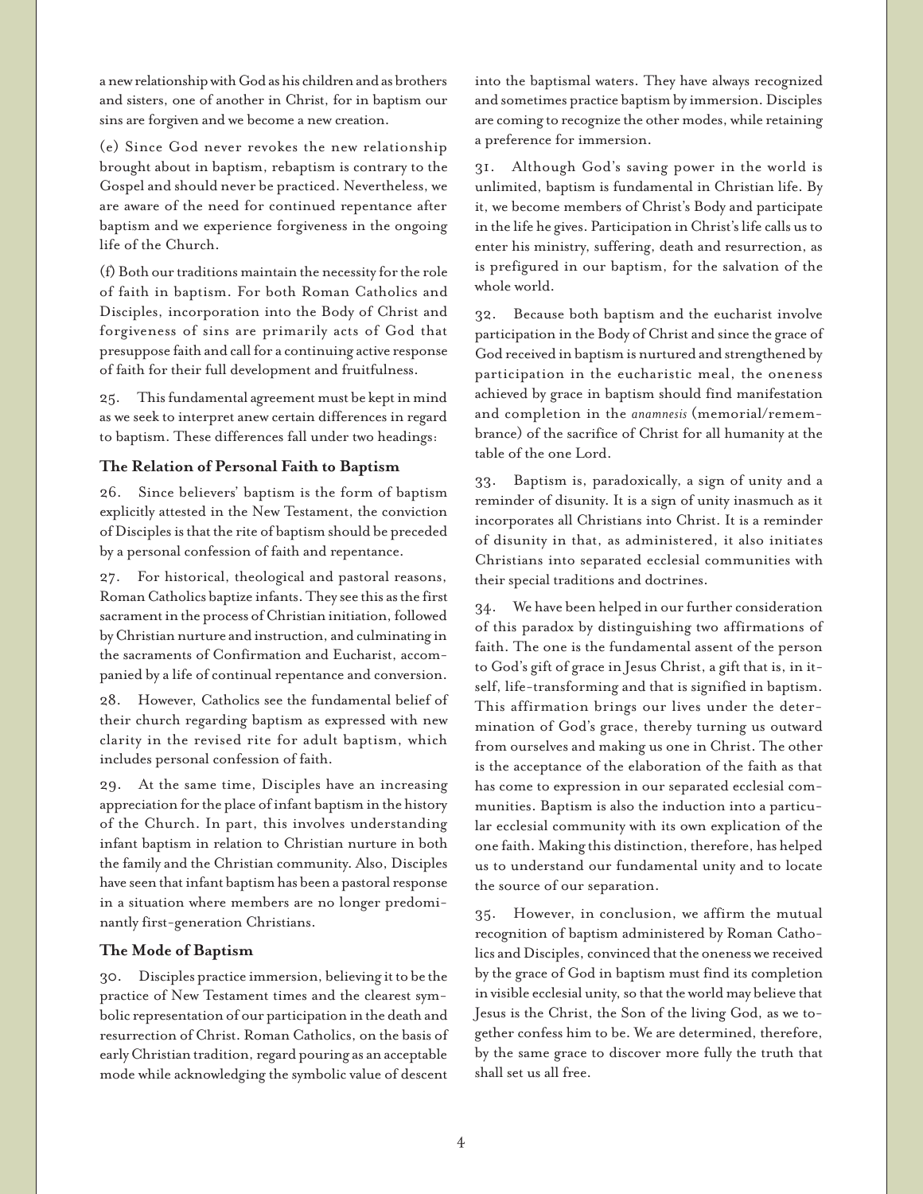a new relationship with God as his children and as brothers and sisters, one of another in Christ, for in baptism our sins are forgiven and we become a new creation.

(e) Since God never revokes the new relationship brought about in baptism, rebaptism is contrary to the Gospel and should never be practiced. Nevertheless, we are aware of the need for continued repentance after baptism and we experience forgiveness in the ongoing life of the Church.

(f) Both our traditions maintain the necessity for the role of faith in baptism. For both Roman Catholics and Disciples, incorporation into the Body of Christ and forgiveness of sins are primarily acts of God that presuppose faith and call for a continuing active response of faith for their full development and fruitfulness.

25. This fundamental agreement must be kept in mind as we seek to interpret anew certain differences in regard to baptism. These differences fall under two headings:

**The Relation of Personal Faith to Baptism**

26. Since believers' baptism is the form of baptism explicitly attested in the New Testament, the conviction of Disciples is that the rite of baptism should be preceded by a personal confession of faith and repentance.

27. For historical, theological and pastoral reasons, Roman Catholics baptize infants. They see this as the first sacrament in the process of Christian initiation, followed by Christian nurture and instruction, and culminating in the sacraments of Confirmation and Eucharist, accompanied by a life of continual repentance and conversion.

28. However, Catholics see the fundamental belief of their church regarding baptism as expressed with new clarity in the revised rite for adult baptism, which includes personal confession of faith.

29. At the same time, Disciples have an increasing appreciation for the place of infant baptism in the history of the Church. In part, this involves understanding infant baptism in relation to Christian nurture in both the family and the Christian community. Also, Disciples have seen that infant baptism has been a pastoral response in a situation where members are no longer predominantly first-generation Christians.

**The Mode of Baptism**

30. Disciples practice immersion, believing it to be the practice of New Testament times and the clearest symbolic representation of our participation in the death and resurrection of Christ. Roman Catholics, on the basis of early Christian tradition, regard pouring as an acceptable mode while acknowledging the symbolic value of descent into the baptismal waters. They have always recognized and sometimes practice baptism by immersion. Disciples are coming to recognize the other modes, while retaining a preference for immersion.

31. Although God's saving power in the world is unlimited, baptism is fundamental in Christian life. By it, we become members of Christ's Body and participate in the life he gives. Participation in Christ's life calls us to enter his ministry, suffering, death and resurrection, as is prefigured in our baptism, for the salvation of the whole world.

32. Because both baptism and the eucharist involve participation in the Body of Christ and since the grace of God received in baptism is nurtured and strengthened by participation in the eucharistic meal, the oneness achieved by grace in baptism should find manifestation and completion in the *anamnesis* (memorial/remembrance) of the sacrifice of Christ for all humanity at the table of the one Lord.

33. Baptism is, paradoxically, a sign of unity and a reminder of disunity. It is a sign of unity inasmuch as it incorporates all Christians into Christ. It is a reminder of disunity in that, as administered, it also initiates Christians into separated ecclesial communities with their special traditions and doctrines.

34. We have been helped in our further consideration of this paradox by distinguishing two affirmations of faith. The one is the fundamental assent of the person to God's gift of grace in Jesus Christ, a gift that is, in itself, life-transforming and that is signified in baptism. This affirmation brings our lives under the determination of God's grace, thereby turning us outward from ourselves and making us one in Christ. The other is the acceptance of the elaboration of the faith as that has come to expression in our separated ecclesial communities. Baptism is also the induction into a particular ecclesial community with its own explication of the one faith. Making this distinction, therefore, has helped us to understand our fundamental unity and to locate the source of our separation.

35. However, in conclusion, we affirm the mutual recognition of baptism administered by Roman Catholics and Disciples, convinced that the oneness we received by the grace of God in baptism must find its completion in visible ecclesial unity, so that the world may believe that Jesus is the Christ, the Son of the living God, as we together confess him to be. We are determined, therefore, by the same grace to discover more fully the truth that shall set us all free.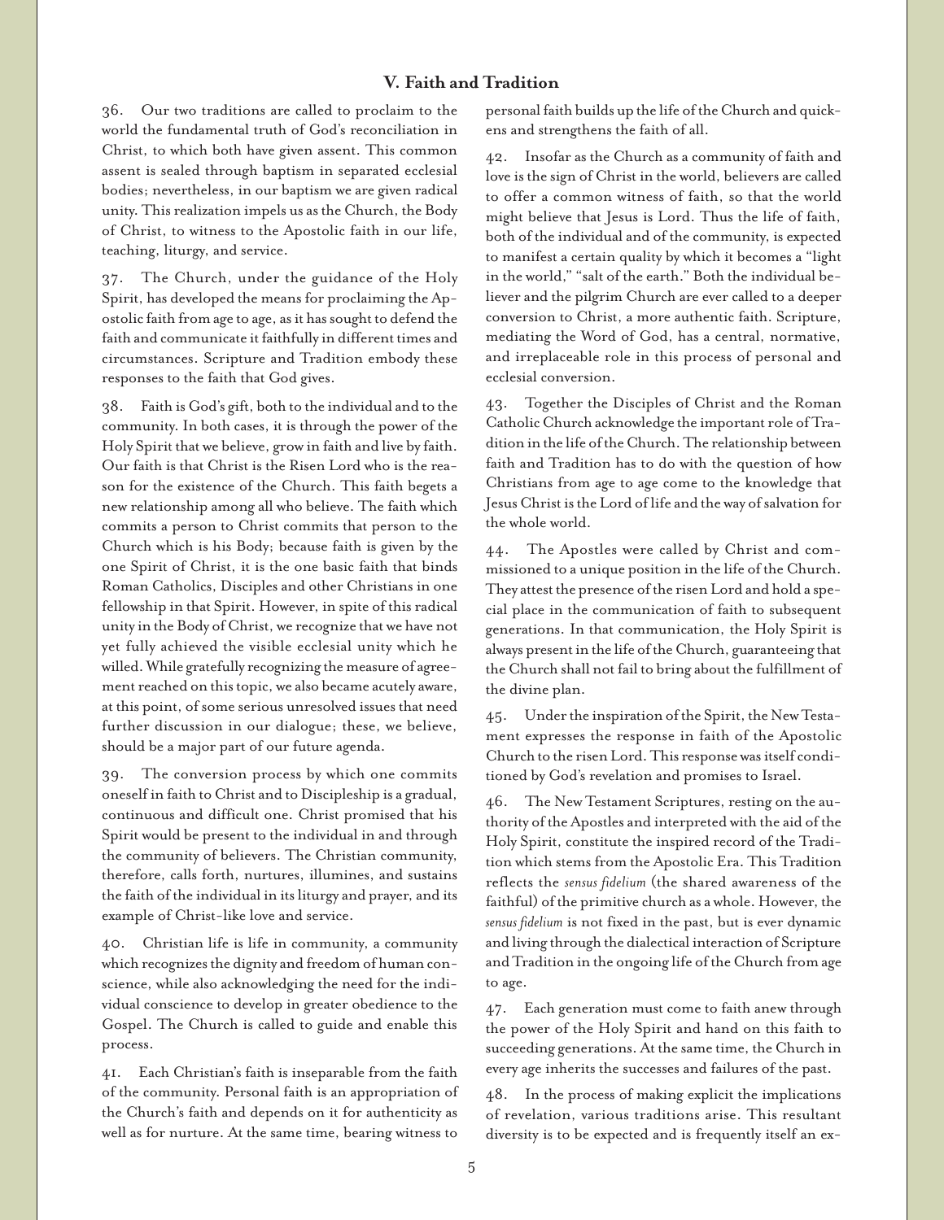## V. Faith and Tradition

36. Our two traditions are called to proclaim to the world the fundamental truth of God's reconciliation in Christ, to which both have given assent. This common assent is sealed through baptism in separated ecclesial bodies; nevertheless, in our baptism we are given radical unity. This realization impels us as the Church, the Body of Christ, to witness to the Apostolic faith in our life, teaching, liturgy, and service.

37. The Church, under the guidance of the Holy Spirit, has developed the means for proclaiming the Apostolic faith from age to age, as it has sought to defend the faith and communicate it faithfully in different times and circumstances. Scripture and Tradition embody these responses to the faith that God gives.

38. Faith is God's gift, both to the individual and to the community. In both cases, it is through the power of the Holy Spirit that we believe, grow in faith and live by faith. Our faith is that Christ is the Risen Lord who is the reason for the existence of the Church. This faith begets a new relationship among all who believe. The faith which commits a person to Christ commits that person to the Church which is his Body; because faith is given by the one Spirit of Christ, it is the one basic faith that binds Roman Catholics, Disciples and other Christians in one fellowship in that Spirit. However, in spite of this radical unity in the Body of Christ, we recognize that we have not yet fully achieved the visible ecclesial unity which he willed. While gratefully recognizing the measure of agreement reached on this topic, we also became acutely aware, at this point, of some serious unresolved issues that need further discussion in our dialogue; these, we believe, should be a major part of our future agenda.

39. The conversion process by which one commits oneself in faith to Christ and to Discipleship is a gradual, continuous and difficult one. Christ promised that his Spirit would be present to the individual in and through the community of believers. The Christian community, therefore, calls forth, nurtures, illumines, and sustains the faith of the individual in its liturgy and prayer, and its example of Christ-like love and service.

40. Christian life is life in community, a community which recognizes the dignity and freedom of human conscience, while also acknowledging the need for the individual conscience to develop in greater obedience to the Gospel. The Church is called to guide and enable this process.

41. Each Christian's faith is inseparable from the faith of the community. Personal faith is an appropriation of the Church's faith and depends on it for authenticity as well as for nurture. At the same time, bearing witness to personal faith builds up the life of the Church and quickens and strengthens the faith of all.

42. Insofar as the Church as a community of faith and love is the sign of Christ in the world, believers are called to offer a common witness of faith, so that the world might believe that Jesus is Lord. Thus the life of faith, both of the individual and of the community, is expected to manifest a certain quality by which it becomes a "light in the world," "salt of the earth." Both the individual believer and the pilgrim Church are ever called to a deeper conversion to Christ, a more authentic faith. Scripture, mediating the Word of God, has a central, normative, and irreplaceable role in this process of personal and ecclesial conversion.

43. Together the Disciples of Christ and the Roman Catholic Church acknowledge the important role of Tradition in the life of the Church. The relationship between faith and Tradition has to do with the question of how Christians from age to age come to the knowledge that Jesus Christ is the Lord of life and the way of salvation for the whole world.

44. The Apostles were called by Christ and commissioned to a unique position in the life of the Church. They attest the presence of the risen Lord and hold a special place in the communication of faith to subsequent generations. In that communication, the Holy Spirit is always present in the life of the Church, guaranteeing that the Church shall not fail to bring about the fulfillment of the divine plan.

45. Under the inspiration of the Spirit, the New Testament expresses the response in faith of the Apostolic Church to the risen Lord. This response was itself conditioned by God's revelation and promises to Israel.

46. The New Testament Scriptures, resting on the authority of the Apostles and interpreted with the aid of the Holy Spirit, constitute the inspired record of the Tradition which stems from the Apostolic Era. This Tradition reflects the *sensus fidelium* (the shared awareness of the faithful) of the primitive church as a whole. However, the *sensus fidelium* is not fixed in the past, but is ever dynamic and living through the dialectical interaction of Scripture and Tradition in the ongoing life of the Church from age to age.

47. Each generation must come to faith anew through the power of the Holy Spirit and hand on this faith to succeeding generations. At the same time, the Church in every age inherits the successes and failures of the past.

48. In the process of making explicit the implications of revelation, various traditions arise. This resultant diversity is to be expected and is frequently itself an ex-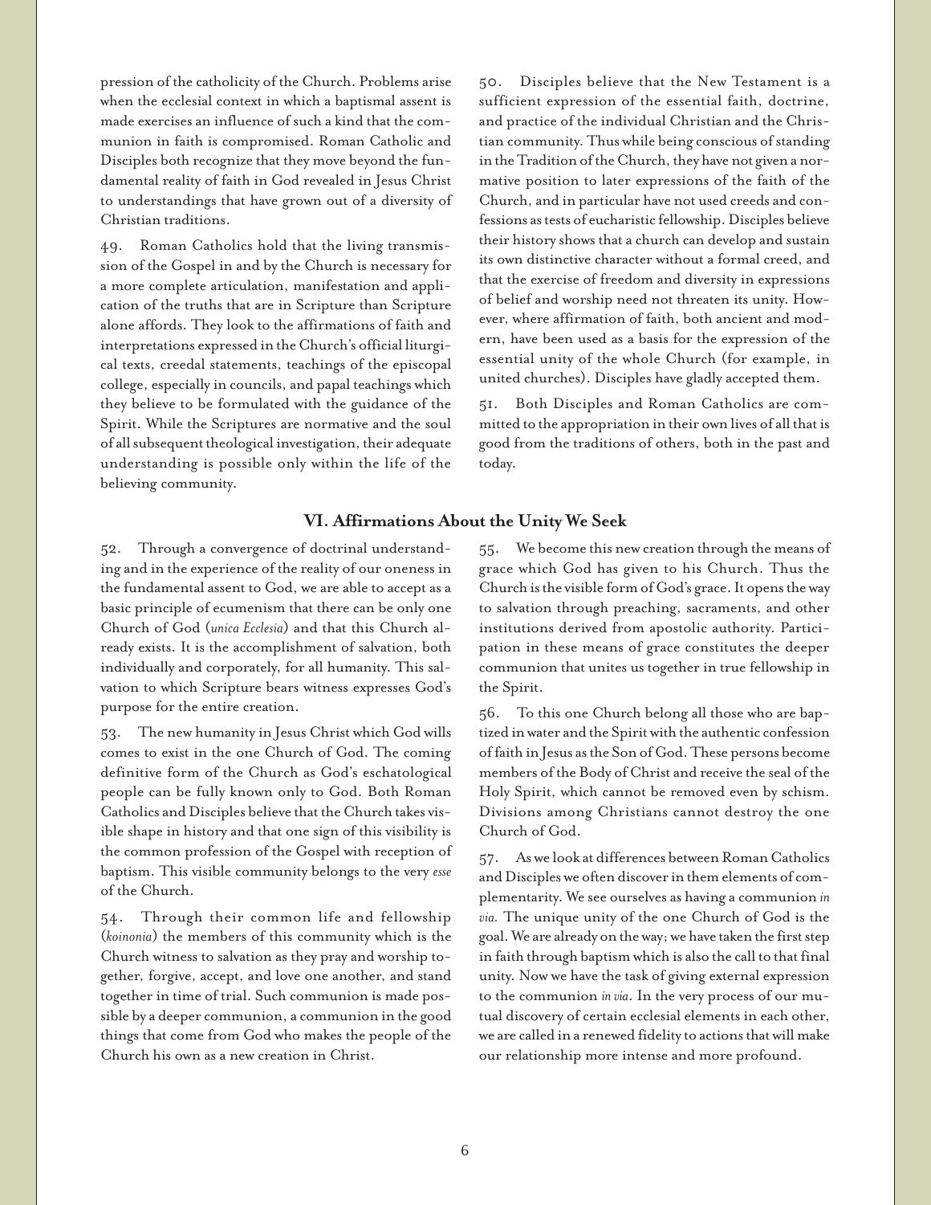pression of the catholicity of the Church. Problems arise when the ecclesial context in which a baptismal assent is made exercises an influence of such a kind that the communion in faith is compromised. Roman Catholic and Disciples both recognize that they move beyond the fundamental reality of faith in God revealed in Jesus Christ to understandings that have grown out of a diversity of Christian traditions.

49. Roman Catholics hold that the living transmission of the Gospel in and by the Church is necessary for a more complete articulation, manifestation and application of the truths that are in Scripture than Scripture alone affords. They look to the affirmations of faith and interpretations expressed in the Church's official liturgical texts, creedal statements, teachings of the episcopal college, especially in councils, and papal teachings which they believe to be formulated with the guidance of the Spirit. While the Scriptures are normative and the soul of all subsequent theological investigation, their adequate understanding is possible only within the life of the believing community.

50. Disciples believe that the New Testament is a sufficient expression of the essential faith, doctrine, and practice of the individual Christian and the Christian community. Thus while being conscious of standing in the Tradition of the Church, they have not given a normative position to later expressions of the faith of the Church, and in particular have not used creeds and confessions as tests of eucharistic fellowship. Disciples believe their history shows that a church can develop and sustain its own distinctive character without a formal creed, and that the exercise of freedom and diversity in expressions of belief and worship need not threaten its unity. However, where affirmation of faith, both ancient and modern, have been used as a basis for the expression of the essential unity of the whole Church (for example, in united churches). Disciples have gladly accepted them.

51. Both Disciples and Roman Catholics are committed to the appropriation in their own lives of all that is good from the traditions of others, both in the past and today.

## VI. Affirmations About the Unity We Seek

52. Through a convergence of doctrinal understanding and in the experience of the reality of our oneness in the fundamental assent to God, we are able to accept as a basic principle of ecumenism that there can be only one Church of God (*unica Ecclesia*) and that this Church already exists. It is the accomplishment of salvation, both individually and corporately, for all humanity. This salvation to which Scripture bears witness expresses God's purpose for the entire creation.

53. The new humanity in Jesus Christ which God wills comes to exist in the one Church of God. The coming definitive form of the Church as God's eschatological people can be fully known only to God. Both Roman Catholics and Disciples believe that the Church takes visible shape in history and that one sign of this visibility is the common profession of the Gospel with reception of baptism. This visible community belongs to the very *esse* of the Church.

54. Through their common life and fellowship (*koinonia*) the members of this community which is the Church witness to salvation as they pray and worship together, forgive, accept, and love one another, and stand together in time of trial. Such communion is made possible by a deeper communion, a communion in the good things that come from God who makes the people of the Church his own as a new creation in Christ.

55. We become this new creation through the means of grace which God has given to his Church. Thus the Church is the visible form of God's grace. It opens the way to salvation through preaching, sacraments, and other institutions derived from apostolic authority. Participation in these means of grace constitutes the deeper communion that unites us together in true fellowship in the Spirit.

56. To this one Church belong all those who are baptized in water and the Spirit with the authentic confession of faith in Jesus as the Son of God. These persons become members of the Body of Christ and receive the seal of the Holy Spirit, which cannot be removed even by schism. Divisions among Christians cannot destroy the one Church of God.

57. As we look at differences between Roman Catholics and Disciples we often discover in them elements of complementarity. We see ourselves as having a communion *in via*. The unique unity of the one Church of God is the goal. We are already on the way; we have taken the first step in faith through baptism which is also the call to that final unity. Now we have the task of giving external expression to the communion *in via*. In the very process of our mutual discovery of certain ecclesial elements in each other, we are called in a renewed fidelity to actions that will make our relationship more intense and more profound.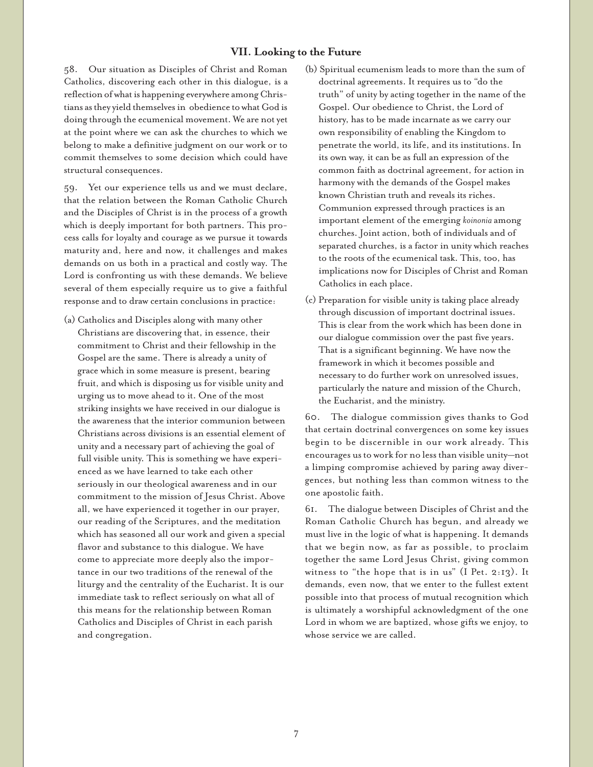## VII. Looking to the Future

58. Our situation as Disciples of Christ and Roman Catholics, discovering each other in this dialogue, is a reflection of what is happening everywhere among Christians as they yield themselves in obedience to what God is doing through the ecumenical movement. We are not yet at the point where we can ask the churches to which we belong to make a definitive judgment on our work or to commit themselves to some decision which could have structural consequences.

59. Yet our experience tells us and we must declare, that the relation between the Roman Catholic Church and the Disciples of Christ is in the process of a growth which is deeply important for both partners. This process calls for loyalty and courage as we pursue it towards maturity and, here and now, it challenges and makes demands on us both in a practical and costly way. The Lord is confronting us with these demands. We believe several of them especially require us to give a faithful response and to draw certain conclusions in practice:

(a) Catholics and Disciples along with many other Christians are discovering that, in essence, their commitment to Christ and their fellowship in the Gospel are the same. There is already a unity of grace which in some measure is present, bearing fruit, and which is disposing us for visible unity and urging us to move ahead to it. One of the most striking insights we have received in our dialogue is the awareness that the interior communion between Christians across divisions is an essential element of unity and a necessary part of achieving the goal of full visible unity. This is something we have experienced as we have learned to take each other seriously in our theological awareness and in our commitment to the mission of Jesus Christ. Above all, we have experienced it together in our prayer, our reading of the Scriptures, and the meditation which has seasoned all our work and given a special flavor and substance to this dialogue. We have come to appreciate more deeply also the importance in our two traditions of the renewal of the liturgy and the centrality of the Eucharist. It is our immediate task to reflect seriously on what all of this means for the relationship between Roman Catholics and Disciples of Christ in each parish and congregation.

(b) Spiritual ecumenism leads to more than the sum of doctrinal agreements. It requires us to "do the truth" of unity by acting together in the name of the Gospel. Our obedience to Christ, the Lord of history, has to be made incarnate as we carry our own responsibility of enabling the Kingdom to penetrate the world, its life, and its institutions. In its own way, it can be as full an expression of the common faith as doctrinal agreement, for action in harmony with the demands of the Gospel makes known Christian truth and reveals its riches. Communion expressed through practices is an important element of the emerging *koinonia* among churches. Joint action, both of individuals and of separated churches, is a factor in unity which reaches to the roots of the ecumenical task. This, too, has implications now for Disciples of Christ and Roman Catholics in each place.

(c) Preparation for visible unity is taking place already through discussion of important doctrinal issues. This is clear from the work which has been done in our dialogue commission over the past five years. That is a significant beginning. We have now the framework in which it becomes possible and necessary to do further work on unresolved issues, particularly the nature and mission of the Church, the Eucharist, and the ministry.

60. The dialogue commission gives thanks to God that certain doctrinal convergences on some key issues begin to be discernible in our work already. This encourages us to work for no less than visible unity—not a limping compromise achieved by paring away divergences, but nothing less than common witness to the one apostolic faith.

61. The dialogue between Disciples of Christ and the Roman Catholic Church has begun, and already we must live in the logic of what is happening. It demands that we begin now, as far as possible, to proclaim together the same Lord Jesus Christ, giving common witness to "the hope that is in us" (I Pet. 2:13). It demands, even now, that we enter to the fullest extent possible into that process of mutual recognition which is ultimately a worshipful acknowledgment of the one Lord in whom we are baptized, whose gifts we enjoy, to whose service we are called.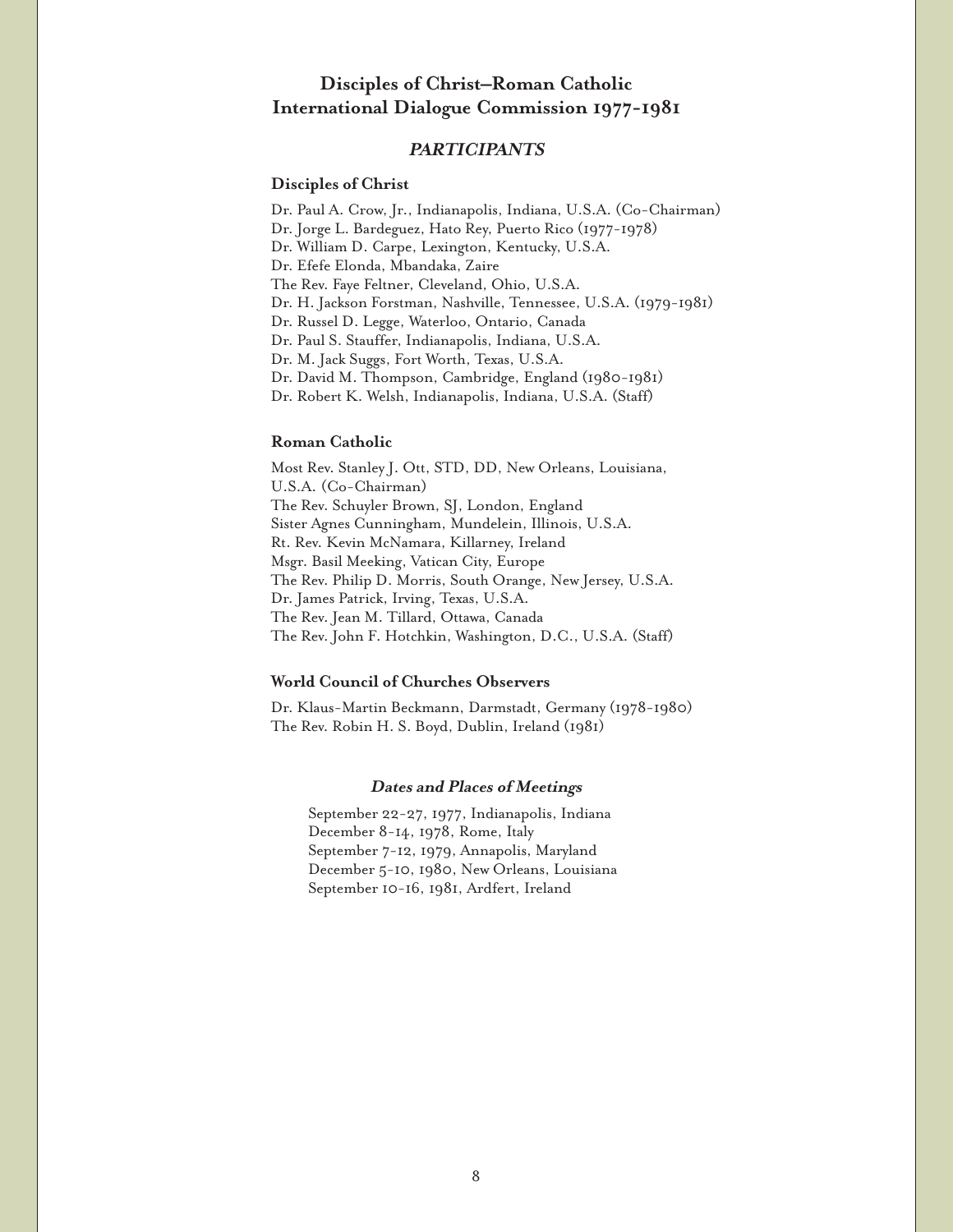# Disciples of Christ–Roman Catholic International Dialogue Commission 1977-1981

## *PARTICIPANTS*

### Disciples of Christ

Dr. Paul A. Crow, Jr., Indianapolis, Indiana, U.S.A. (Co-Chairman)
Dr. Jorge L. Bardeguez, Hato Rey, Puerto Rico (1977-1978)
Dr. William D. Carpe, Lexington, Kentucky, U.S.A.
Dr. Efefe Elonda, Mbandaka, Zaire
The Rev. Faye Feltner, Cleveland, Ohio, U.S.A.
Dr. H. Jackson Forstman, Nashville, Tennessee, U.S.A. (1979-1981)
Dr. Russel D. Legge, Waterloo, Ontario, Canada
Dr. Paul S. Stauffer, Indianapolis, Indiana, U.S.A.
Dr. M. Jack Suggs, Fort Worth, Texas, U.S.A.
Dr. David M. Thompson, Cambridge, England (1980-1981)
Dr. Robert K. Welsh, Indianapolis, Indiana, U.S.A. (Staff)

### Roman Catholic

Most Rev. Stanley J. Ott, STD, DD, New Orleans, Louisiana, U.S.A. (Co-Chairman)
The Rev. Schuyler Brown, SJ, London, England
Sister Agnes Cunningham, Mundelein, Illinois, U.S.A.
Rt. Rev. Kevin McNamara, Killarney, Ireland
Msgr. Basil Meeking, Vatican City, Europe
The Rev. Philip D. Morris, South Orange, New Jersey, U.S.A.
Dr. James Patrick, Irving, Texas, U.S.A.
The Rev. Jean M. Tillard, Ottawa, Canada
The Rev. John F. Hotchkin, Washington, D.C., U.S.A. (Staff)

### World Council of Churches Observers

Dr. Klaus-Martin Beckmann, Darmstadt, Germany (1978-1980)
The Rev. Robin H. S. Boyd, Dublin, Ireland (1981)

### *Dates and Places of Meetings*

September 22-27, 1977, Indianapolis, Indiana
December 8-14, 1978, Rome, Italy
September 7-12, 1979, Annapolis, Maryland
December 5-10, 1980, New Orleans, Louisiana
September 10-16, 1981, Ardfert, Ireland